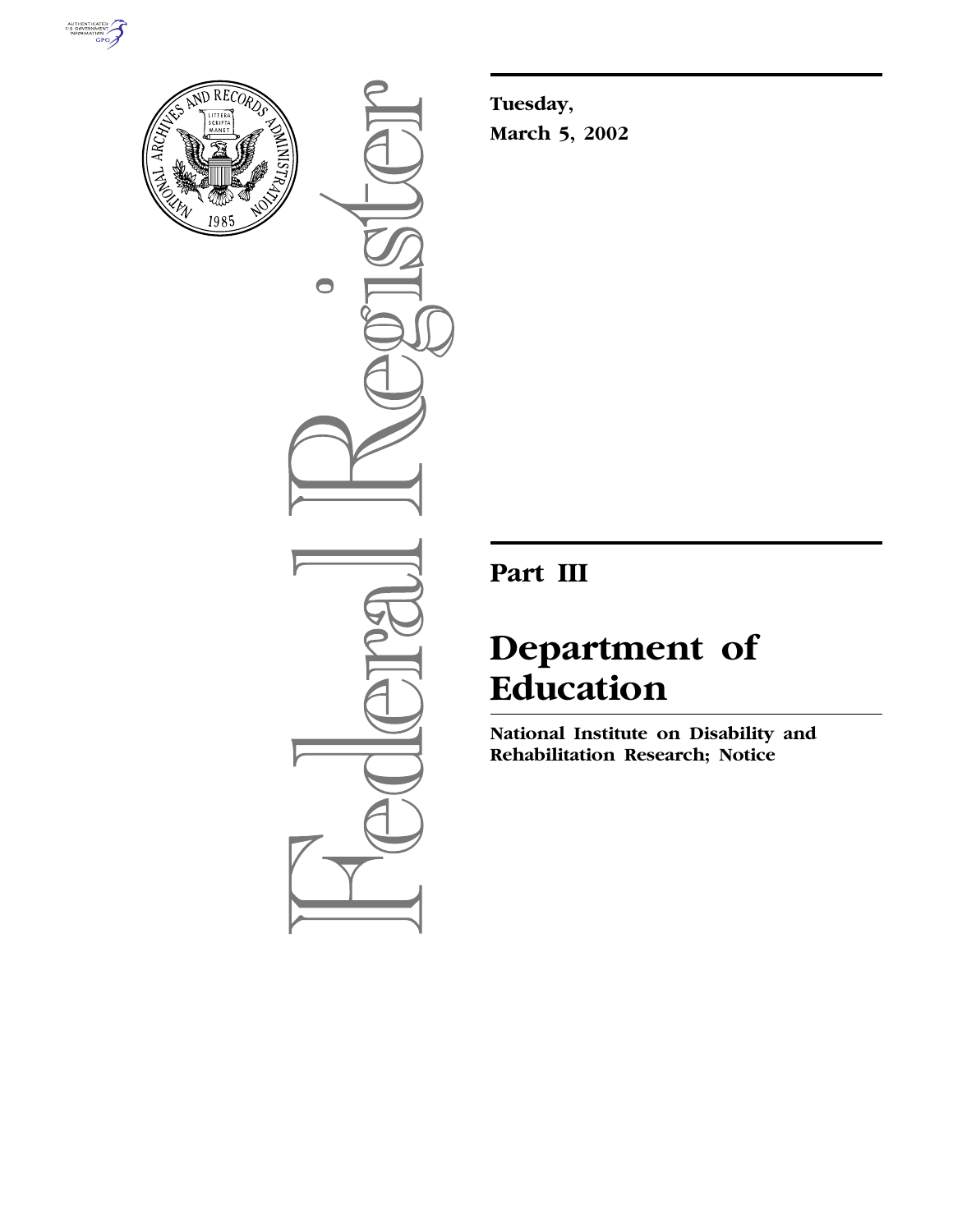Tuesday,

March 5, 2002

# Part III

# Department of Education

**National Institute on Disability and Rehabilitation Research; Notice**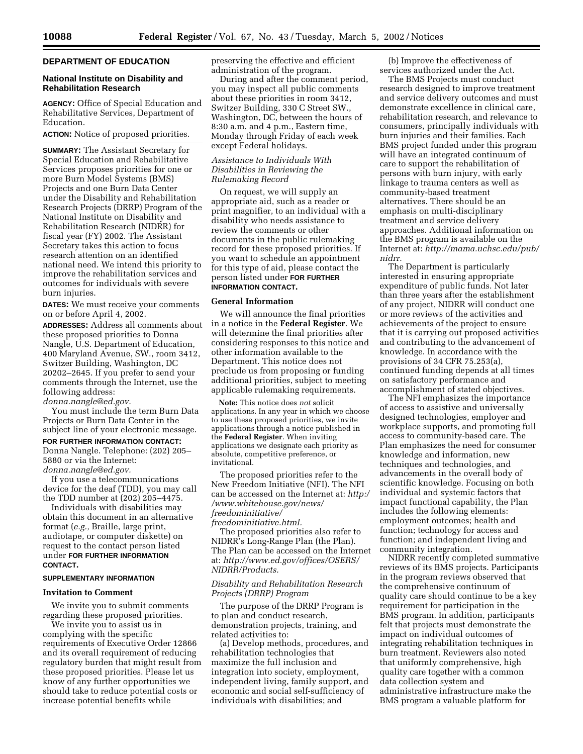## DEPARTMENT OF EDUCATION

### National Institute on Disability and Rehabilitation Research

**AGENCY:** Office of Special Education and Rehabilitative Services, Department of Education.

**ACTION:** Notice of proposed priorities.

**SUMMARY:** The Assistant Secretary for Special Education and Rehabilitative Services proposes priorities for one or more Burn Model Systems (BMS) Projects and one Burn Data Center under the Disability and Rehabilitation Research Projects (DRRP) Program of the National Institute on Disability and Rehabilitation Research (NIDRR) for fiscal year (FY) 2002. The Assistant Secretary takes this action to focus research attention on an identified national need. We intend this priority to improve the rehabilitation services and outcomes for individuals with severe burn injuries.

**DATES:** We must receive your comments on or before April 4, 2002.

**ADDRESSES:** Address all comments about these proposed priorities to Donna Nangle, U.S. Department of Education, 400 Maryland Avenue, SW., room 3412, Switzer Building, Washington, DC 20202–2645. If you prefer to send your comments through the Internet, use the following address: *donna.nangle@ed.gov.*

You must include the term Burn Data Projects or Burn Data Center in the subject line of your electronic message.

**FOR FURTHER INFORMATION CONTACT:** Donna Nangle. Telephone: (202) 205–5880 or via the Internet: *donna.nangle@ed.gov.*

If you use a telecommunications device for the deaf (TDD), you may call the TDD number at (202) 205–4475.

Individuals with disabilities may obtain this document in an alternative format (*e.g.,* Braille, large print, audiotape, or computer diskette) on request to the contact person listed under **FOR FURTHER INFORMATION CONTACT.**

**SUPPLEMENTARY INFORMATION**

**Invitation to Comment**

We invite you to submit comments regarding these proposed priorities.

We invite you to assist us in complying with the specific requirements of Executive Order 12866 and its overall requirement of reducing regulatory burden that might result from these proposed priorities. Please let us know of any further opportunities we should take to reduce potential costs or increase potential benefits while preserving the effective and efficient administration of the program.

During and after the comment period, you may inspect all public comments about these priorities in room 3412, Switzer Building, 330 C Street SW., Washington, DC, between the hours of 8:30 a.m. and 4 p.m., Eastern time, Monday through Friday of each week except Federal holidays.

*Assistance to Individuals With Disabilities in Reviewing the Rulemaking Record*

On request, we will supply an appropriate aid, such as a reader or print magnifier, to an individual with a disability who needs assistance to review the comments or other documents in the public rulemaking record for these proposed priorities. If you want to schedule an appointment for this type of aid, please contact the person listed under **FOR FURTHER INFORMATION CONTACT.**

**General Information**

We will announce the final priorities in a notice in the **Federal Register**. We will determine the final priorities after considering responses to this notice and other information available to the Department. This notice does not preclude us from proposing or funding additional priorities, subject to meeting applicable rulemaking requirements.

**Note:** This notice does *not* solicit applications. In any year in which we choose to use these proposed priorities, we invite applications through a notice published in the **Federal Register**. When inviting applications we designate each priority as absolute, competitive preference, or invitational.

The proposed priorities refer to the New Freedom Initiative (NFI). The NFI can be accessed on the Internet at: *http://www.whitehouse.gov/news/freedominitiative/freedominitiative.html.*

The proposed priorities also refer to NIDRR's Long-Range Plan (the Plan). The Plan can be accessed on the Internet at: *http://www.ed.gov/offices/OSERS/NIDRR/Products.*

*Disability and Rehabilitation Research Projects (DRRP) Program*

The purpose of the DRRP Program is to plan and conduct research, demonstration projects, training, and related activities to:

(a) Develop methods, procedures, and rehabilitation technologies that maximize the full inclusion and integration into society, employment, independent living, family support, and economic and social self-sufficiency of individuals with disabilities; and

(b) Improve the effectiveness of services authorized under the Act.

The BMS Projects must conduct research designed to improve treatment and service delivery outcomes and must demonstrate excellence in clinical care, rehabilitation research, and relevance to consumers, principally individuals with burn injuries and their families. Each BMS project funded under this program will have an integrated continuum of care to support the rehabilitation of persons with burn injury, with early linkage to trauma centers as well as community-based treatment alternatives. There should be an emphasis on multi-disciplinary treatment and service delivery approaches. Additional information on the BMS program is available on the Internet at: *http://mama.uchsc.edu/pub/nidrr.*

The Department is particularly interested in ensuring appropriate expenditure of public funds. Not later than three years after the establishment of any project, NIDRR will conduct one or more reviews of the activities and achievements of the project to ensure that it is carrying out proposed activities and contributing to the advancement of knowledge. In accordance with the provisions of 34 CFR 75.253(a), continued funding depends at all times on satisfactory performance and accomplishment of stated objectives.

The NFI emphasizes the importance of access to assistive and universally designed technologies, employer and workplace supports, and promoting full access to community-based care. The Plan emphasizes the need for consumer knowledge and information, new techniques and technologies, and advancements in the overall body of scientific knowledge. Focusing on both individual and systemic factors that impact functional capability, the Plan includes the following elements: employment outcomes; health and function; technology for access and function; and independent living and community integration.

NIDRR recently completed summative reviews of its BMS projects. Participants in the program reviews observed that the comprehensive continuum of quality care should continue to be a key requirement for participation in the BMS program. In addition, participants felt that projects must demonstrate the impact on individual outcomes of integrating rehabilitation techniques in burn treatment. Reviewers also noted that uniformly comprehensive, high quality care together with a common data collection system and administrative infrastructure make the BMS program a valuable platform for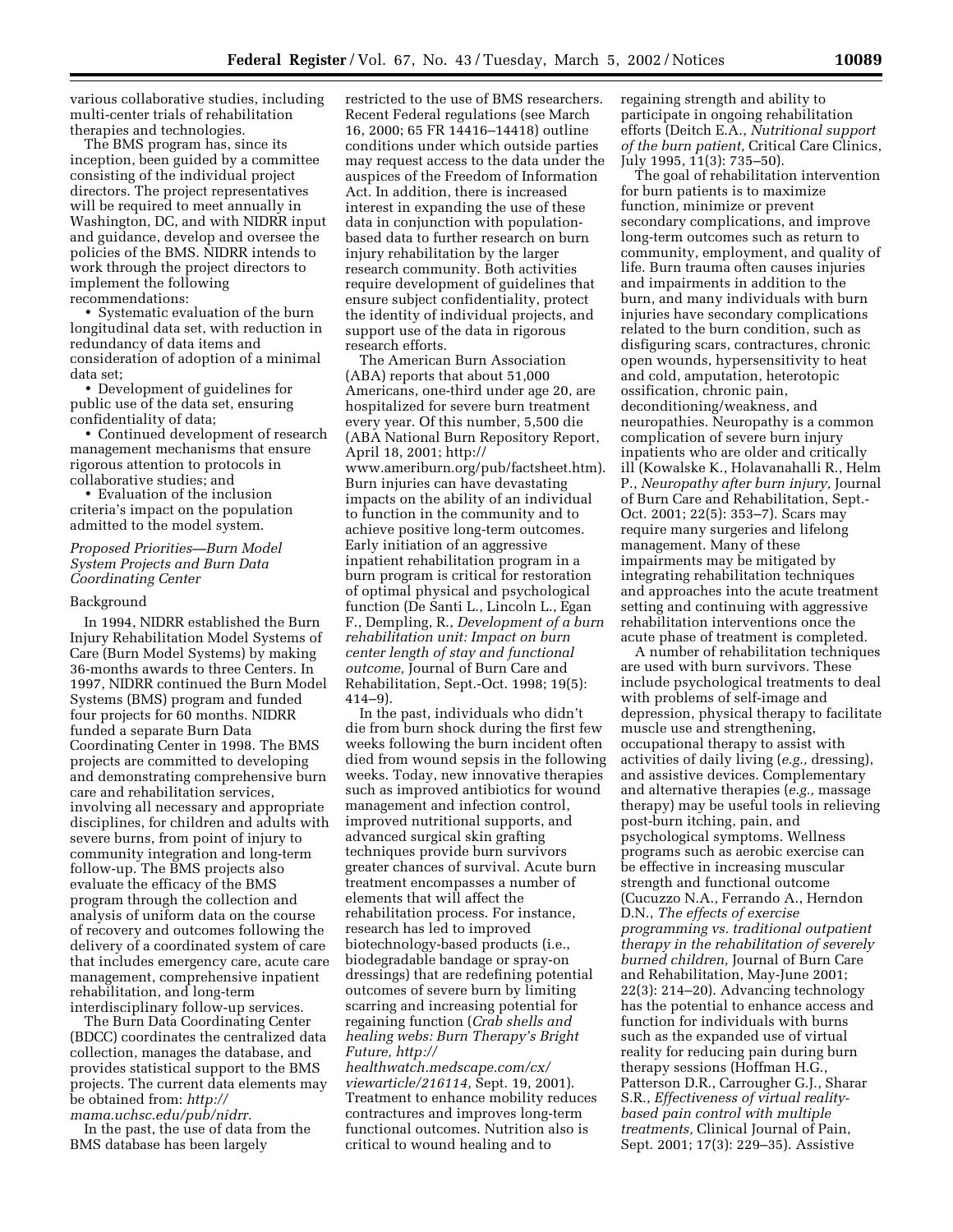various collaborative studies, including multi-center trials of rehabilitation therapies and technologies.

The BMS program has, since its inception, been guided by a committee consisting of the individual project directors. The project representatives will be required to meet annually in Washington, DC, and with NIDRR input and guidance, develop and oversee the policies of the BMS. NIDRR intends to work through the project directors to implement the following recommendations:

- Systematic evaluation of the burn longitudinal data set, with reduction in redundancy of data items and consideration of adoption of a minimal data set;
- Development of guidelines for public use of the data set, ensuring confidentiality of data;
- Continued development of research management mechanisms that ensure rigorous attention to protocols in collaborative studies; and
- Evaluation of the inclusion criteria's impact on the population admitted to the model system.

*Proposed Priorities—Burn Model System Projects and Burn Data Coordinating Center*

Background

In 1994, NIDRR established the Burn Injury Rehabilitation Model Systems of Care (Burn Model Systems) by making 36-months awards to three Centers. In 1997, NIDRR continued the Burn Model Systems (BMS) program and funded four projects for 60 months. NIDRR funded a separate Burn Data Coordinating Center in 1998. The BMS projects are committed to developing and demonstrating comprehensive burn care and rehabilitation services, involving all necessary and appropriate disciplines, for children and adults with severe burns, from point of injury to community integration and long-term follow-up. The BMS projects also evaluate the efficacy of the BMS program through the collection and analysis of uniform data on the course of recovery and outcomes following the delivery of a coordinated system of care that includes emergency care, acute care management, comprehensive inpatient rehabilitation, and long-term interdisciplinary follow-up services.

The Burn Data Coordinating Center (BDCC) coordinates the centralized data collection, manages the database, and provides statistical support to the BMS projects. The current data elements may be obtained from: *http://mama.uchsc.edu/pub/nidrr.*

In the past, the use of data from the BMS database has been largely restricted to the use of BMS researchers. Recent Federal regulations (see March 16, 2000; 65 FR 14416–14418) outline conditions under which outside parties may request access to the data under the auspices of the Freedom of Information Act. In addition, there is increased interest in expanding the use of these data in conjunction with population-based data to further research on burn injury rehabilitation by the larger research community. Both activities require development of guidelines that ensure subject confidentiality, protect the identity of individual projects, and support use of the data in rigorous research efforts.

The American Burn Association (ABA) reports that about 51,000 Americans, one-third under age 20, are hospitalized for severe burn treatment every year. Of this number, 5,500 die (ABA National Burn Repository Report, April 18, 2001; http://www.ameriburn.org/pub/factsheet.htm). Burn injuries can have devastating impacts on the ability of an individual to function in the community and to achieve positive long-term outcomes. Early initiation of an aggressive inpatient rehabilitation program in a burn program is critical for restoration of optimal physical and psychological function (De Santi L., Lincoln L., Egan F., Dempling, R., *Development of a burn rehabilitation unit: Impact on burn center length of stay and functional outcome,* Journal of Burn Care and Rehabilitation, Sept.-Oct. 1998; 19(5): 414–9).

In the past, individuals who didn't die from burn shock during the first few weeks following the burn incident often died from wound sepsis in the following weeks. Today, new innovative therapies such as improved antibiotics for wound management and infection control, improved nutritional supports, and advanced surgical skin grafting techniques provide burn survivors greater chances of survival. Acute burn treatment encompasses a number of elements that will affect the rehabilitation process. For instance, research has led to improved biotechnology-based products (i.e., biodegradable bandage or spray-on dressings) that are redefining potential outcomes of severe burn by limiting scarring and increasing potential for regaining function (*Crab shells and healing webs: Burn Therapy's Bright Future, http://healthwatch.medscape.com/cx/viewarticle/216114,* Sept. 19, 2001). Treatment to enhance mobility reduces contractures and improves long-term functional outcomes. Nutrition also is critical to wound healing and to regaining strength and ability to participate in ongoing rehabilitation efforts (Deitch E.A., *Nutritional support of the burn patient,* Critical Care Clinics, July 1995, 11(3): 735–50).

The goal of rehabilitation intervention for burn patients is to maximize function, minimize or prevent secondary complications, and improve long-term outcomes such as return to community, employment, and quality of life. Burn trauma often causes injuries and impairments in addition to the burn, and many individuals with burn injuries have secondary complications related to the burn condition, such as disfiguring scars, contractures, chronic open wounds, hypersensitivity to heat and cold, amputation, heterotopic ossification, chronic pain, deconditioning/weakness, and neuropathies. Neuropathy is a common complication of severe burn injury inpatients who are older and critically ill (Kowalske K., Holavanahalli R., Helm P., *Neuropathy after burn injury,* Journal of Burn Care and Rehabilitation, Sept.-Oct. 2001; 22(5): 353–7). Scars may require many surgeries and lifelong management. Many of these impairments may be mitigated by integrating rehabilitation techniques and approaches into the acute treatment setting and continuing with aggressive rehabilitation interventions once the acute phase of treatment is completed.

A number of rehabilitation techniques are used with burn survivors. These include psychological treatments to deal with problems of self-image and depression, physical therapy to facilitate muscle use and strengthening, occupational therapy to assist with activities of daily living (*e.g.,* dressing), and assistive devices. Complementary and alternative therapies (*e.g.,* massage therapy) may be useful tools in relieving post-burn itching, pain, and psychological symptoms. Wellness programs such as aerobic exercise can be effective in increasing muscular strength and functional outcome (Cucuzzo N.A., Ferrando A., Herndon D.N., *The effects of exercise programming vs. traditional outpatient therapy in the rehabilitation of severely burned children,* Journal of Burn Care and Rehabilitation, May-June 2001; 22(3): 214–20). Advancing technology has the potential to enhance access and function for individuals with burns such as the expanded use of virtual reality for reducing pain during burn therapy sessions (Hoffman H.G., Patterson D.R., Carrougher G.J., Sharar S.R., *Effectiveness of virtual reality-based pain control with multiple treatments,* Clinical Journal of Pain, Sept. 2001; 17(3): 229–35). Assistive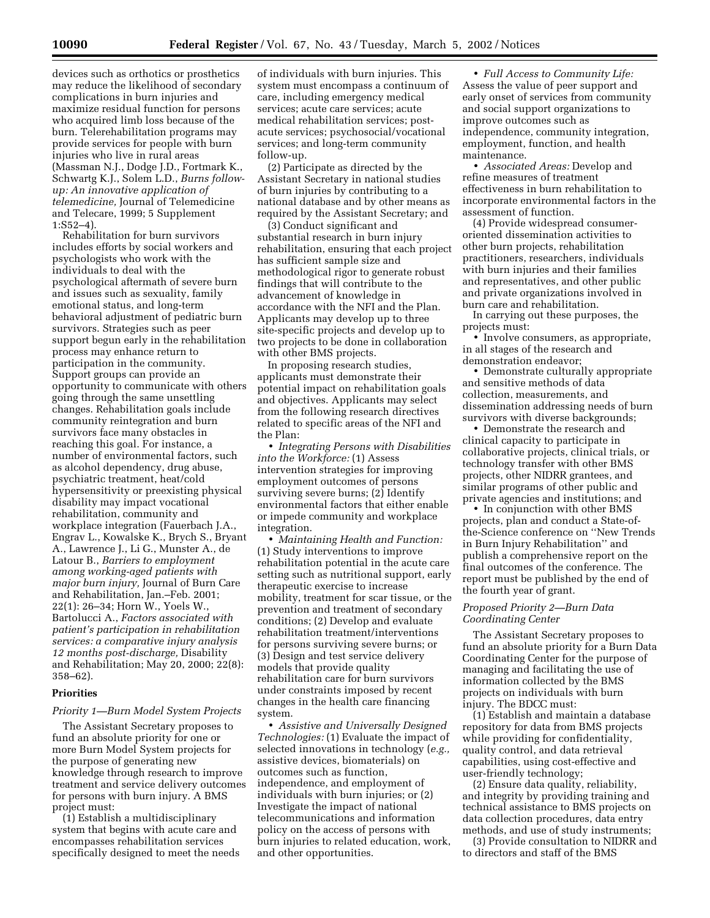devices such as orthotics or prosthetics may reduce the likelihood of secondary complications in burn injuries and maximize residual function for persons who acquired limb loss because of the burn. Telerehabilitation programs may provide services for people with burn injuries who live in rural areas (Massman N.J., Dodge J.D., Fortmark K., Schwartg K.J., Solem L.D., *Burns follow-up: An innovative application of telemedicine,* Journal of Telemedicine and Telecare, 1999; 5 Supplement 1:S52–4).

Rehabilitation for burn survivors includes efforts by social workers and psychologists who work with the individuals to deal with the psychological aftermath of severe burn and issues such as sexuality, family emotional status, and long-term behavioral adjustment of pediatric burn survivors. Strategies such as peer support begun early in the rehabilitation process may enhance return to participation in the community. Support groups can provide an opportunity to communicate with others going through the same unsettling changes. Rehabilitation goals include community reintegration and burn survivors face many obstacles in reaching this goal. For instance, a number of environmental factors, such as alcohol dependency, drug abuse, psychiatric treatment, heat/cold hypersensitivity or preexisting physical disability may impact vocational rehabilitation, community and workplace integration (Fauerbach J.A., Engrav L., Kowalske K., Brych S., Bryant A., Lawrence J., Li G., Munster A., de Latour B., *Barriers to employment among working-aged patients with major burn injury,* Journal of Burn Care and Rehabilitation, Jan.–Feb. 2001; 22(1): 26–34; Horn W., Yoels W., Bartolucci A., *Factors associated with patient's participation in rehabilitation services: a comparative injury analysis 12 months post-discharge,* Disability and Rehabilitation; May 20, 2000; 22(8): 358–62).

## Priorities

### *Priority 1—Burn Model System Projects*

The Assistant Secretary proposes to fund an absolute priority for one or more Burn Model System projects for the purpose of generating new knowledge through research to improve treatment and service delivery outcomes for persons with burn injury. A BMS project must:

(1) Establish a multidisciplinary system that begins with acute care and encompasses rehabilitation services specifically designed to meet the needs of individuals with burn injuries. This system must encompass a continuum of care, including emergency medical services; acute care services; acute medical rehabilitation services; post-acute services; psychosocial/vocational services; and long-term community follow-up.

(2) Participate as directed by the Assistant Secretary in national studies of burn injuries by contributing to a national database and by other means as required by the Assistant Secretary; and

(3) Conduct significant and substantial research in burn injury rehabilitation, ensuring that each project has sufficient sample size and methodological rigor to generate robust findings that will contribute to the advancement of knowledge in accordance with the NFI and the Plan. Applicants may develop up to three site-specific projects and develop up to two projects to be done in collaboration with other BMS projects.

In proposing research studies, applicants must demonstrate their potential impact on rehabilitation goals and objectives. Applicants may select from the following research directives related to specific areas of the NFI and the Plan:

• *Integrating Persons with Disabilities into the Workforce:* (1) Assess intervention strategies for improving employment outcomes of persons surviving severe burns; (2) Identify environmental factors that either enable or impede community and workplace integration.

• *Maintaining Health and Function:* (1) Study interventions to improve rehabilitation potential in the acute care setting such as nutritional support, early therapeutic exercise to increase mobility, treatment for scar tissue, or the prevention and treatment of secondary conditions; (2) Develop and evaluate rehabilitation treatment/interventions for persons surviving severe burns; or (3) Design and test service delivery models that provide quality rehabilitation care for burn survivors under constraints imposed by recent changes in the health care financing system.

• *Assistive and Universally Designed Technologies:* (1) Evaluate the impact of selected innovations in technology (*e.g.,* assistive devices, biomaterials) on outcomes such as function, independence, and employment of individuals with burn injuries; or (2) Investigate the impact of national telecommunications and information policy on the access of persons with burn injuries to related education, work, and other opportunities.

• *Full Access to Community Life:* Assess the value of peer support and early onset of services from community and social support organizations to improve outcomes such as independence, community integration, employment, function, and health maintenance.

• *Associated Areas:* Develop and refine measures of treatment effectiveness in burn rehabilitation to incorporate environmental factors in the assessment of function.

(4) Provide widespread consumer-oriented dissemination activities to other burn projects, rehabilitation practitioners, researchers, individuals with burn injuries and their families and representatives, and other public and private organizations involved in burn care and rehabilitation.

In carrying out these purposes, the projects must:

• Involve consumers, as appropriate, in all stages of the research and demonstration endeavor;

• Demonstrate culturally appropriate and sensitive methods of data collection, measurements, and dissemination addressing needs of burn survivors with diverse backgrounds;

• Demonstrate the research and clinical capacity to participate in collaborative projects, clinical trials, or technology transfer with other BMS projects, other NIDRR grantees, and similar programs of other public and private agencies and institutions; and

• In conjunction with other BMS projects, plan and conduct a State-of-the-Science conference on ''New Trends in Burn Injury Rehabilitation'' and publish a comprehensive report on the final outcomes of the conference. The report must be published by the end of the fourth year of grant.

### *Proposed Priority 2—Burn Data Coordinating Center*

The Assistant Secretary proposes to fund an absolute priority for a Burn Data Coordinating Center for the purpose of managing and facilitating the use of information collected by the BMS projects on individuals with burn injury. The BDCC must:

(1) Establish and maintain a database repository for data from BMS projects while providing for confidentiality, quality control, and data retrieval capabilities, using cost-effective and user-friendly technology;

(2) Ensure data quality, reliability, and integrity by providing training and technical assistance to BMS projects on data collection procedures, data entry methods, and use of study instruments;

(3) Provide consultation to NIDRR and to directors and staff of the BMS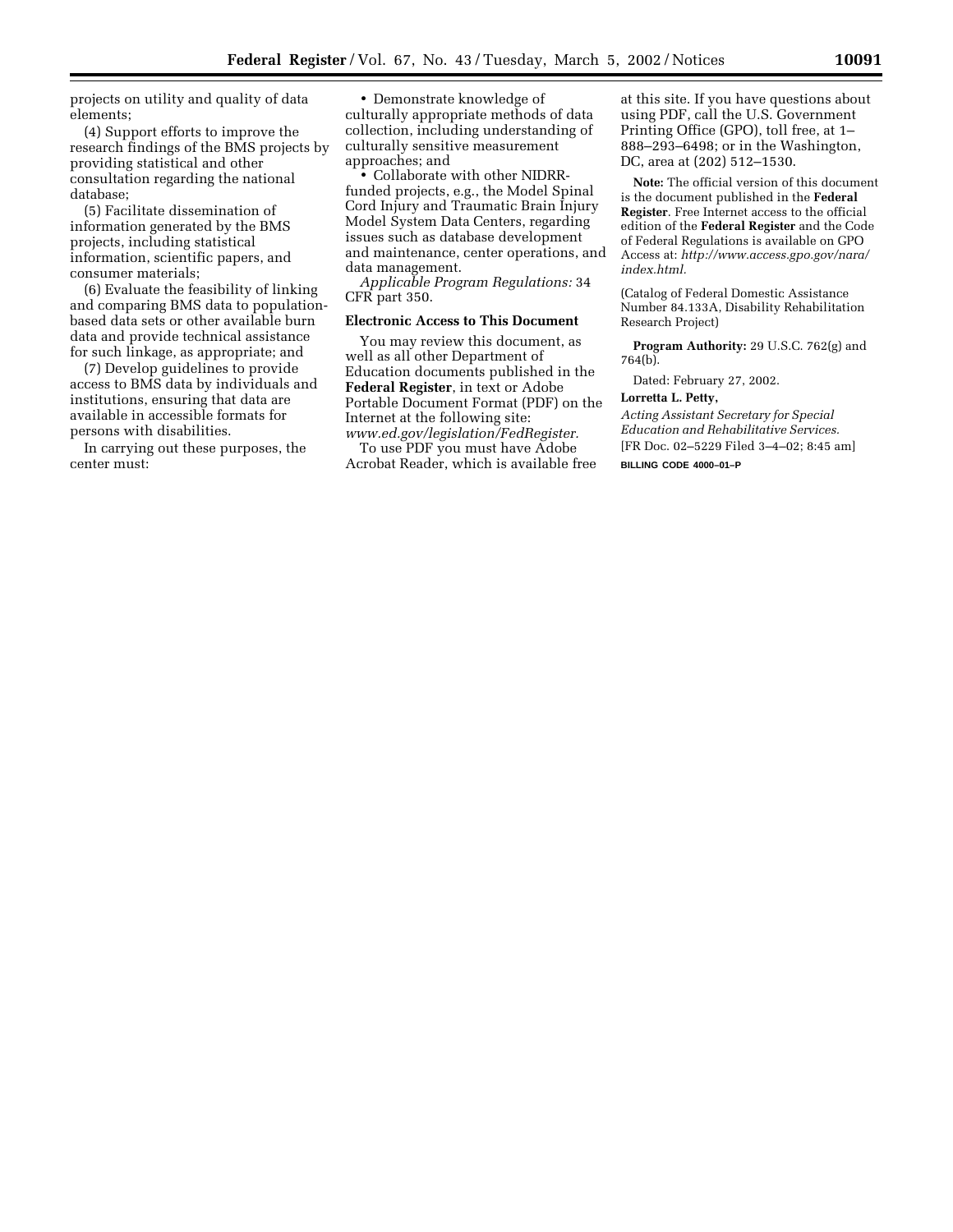projects on utility and quality of data elements;

(4) Support efforts to improve the research findings of the BMS projects by providing statistical and other consultation regarding the national database;

(5) Facilitate dissemination of information generated by the BMS projects, including statistical information, scientific papers, and consumer materials;

(6) Evaluate the feasibility of linking and comparing BMS data to population-based data sets or other available burn data and provide technical assistance for such linkage, as appropriate; and

(7) Develop guidelines to provide access to BMS data by individuals and institutions, ensuring that data are available in accessible formats for persons with disabilities.

In carrying out these purposes, the center must:

- Demonstrate knowledge of culturally appropriate methods of data collection, including understanding of culturally sensitive measurement approaches; and
- Collaborate with other NIDRR-funded projects, e.g., the Model Spinal Cord Injury and Traumatic Brain Injury Model System Data Centers, regarding issues such as database development and maintenance, center operations, and data management.

*Applicable Program Regulations:* 34 CFR part 350.

**Electronic Access to This Document**

You may review this document, as well as all other Department of Education documents published in the **Federal Register**, in text or Adobe Portable Document Format (PDF) on the Internet at the following site: *www.ed.gov/legislation/FedRegister.*

To use PDF you must have Adobe Acrobat Reader, which is available free at this site. If you have questions about using PDF, call the U.S. Government Printing Office (GPO), toll free, at 1–888–293–6498; or in the Washington, DC, area at (202) 512–1530.

**Note:** The official version of this document is the document published in the **Federal Register**. Free Internet access to the official edition of the **Federal Register** and the Code of Federal Regulations is available on GPO Access at: *http://www.access.gpo.gov/nara/index.html.*

(Catalog of Federal Domestic Assistance Number 84.133A, Disability Rehabilitation Research Project)

**Program Authority:** 29 U.S.C. 762(g) and 764(b).

Dated: February 27, 2002.

**Lorretta L. Petty,**

*Acting Assistant Secretary for Special Education and Rehabilitative Services.*

[FR Doc. 02–5229 Filed 3–4–02; 8:45 am]

BILLING CODE 4000–01–P